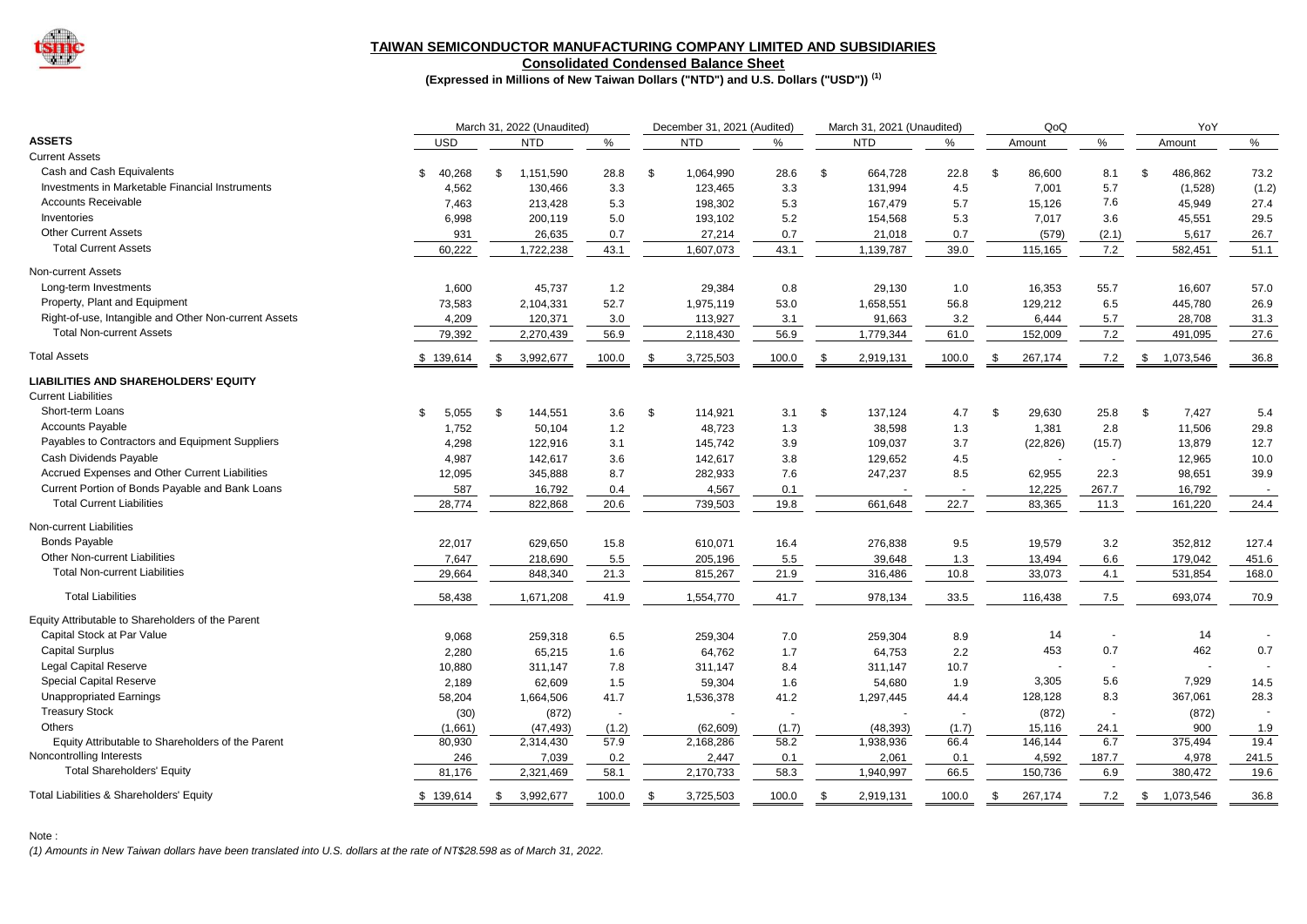## TAIWAN SEMICONDUCTOR MANUFACTURING COMPANY LIMITED AND SUBSIDIARIES

**Consolidated Condensed Balance Sheet**

**(Expressed in Millions of New Taiwan Dollars ("NTD") and U.S. Dollars ("USD")) (1)**

| | March 31, 2022 (Unaudited) | | | December 31, 2021 (Audited) | | March 31, 2021 (Unaudited) | | QoQ | | YoY | |
|---|---|---|---|---|---|---|---|---|---|---|---|
| **ASSETS** | USD | NTD | % | NTD | % | NTD | % | Amount | % | Amount | % |
| Current Assets | | | | | | | | | | | |
| Cash and Cash Equivalents | $ 40,268 | $ 1,151,590 | 28.8 | $ 1,064,990 | 28.6 | $ 664,728 | 22.8 | $ 86,600 | 8.1 | $ 486,862 | 73.2 |
| Investments in Marketable Financial Instruments | 4,562 | 130,466 | 3.3 | 123,465 | 3.3 | 131,994 | 4.5 | 7,001 | 5.7 | (1,528) | (1.2) |
| Accounts Receivable | 7,463 | 213,428 | 5.3 | 198,302 | 5.3 | 167,479 | 5.7 | 15,126 | 7.6 | 45,949 | 27.4 |
| Inventories | 6,998 | 200,119 | 5.0 | 193,102 | 5.2 | 154,568 | 5.3 | 7,017 | 3.6 | 45,551 | 29.5 |
| Other Current Assets | 931 | 26,635 | 0.7 | 27,214 | 0.7 | 21,018 | 0.7 | (579) | (2.1) | 5,617 | 26.7 |
| Total Current Assets | 60,222 | 1,722,238 | 43.1 | 1,607,073 | 43.1 | 1,139,787 | 39.0 | 115,165 | 7.2 | 582,451 | 51.1 |
| Non-current Assets | | | | | | | | | | | |
| Long-term Investments | 1,600 | 45,737 | 1.2 | 29,384 | 0.8 | 29,130 | 1.0 | 16,353 | 55.7 | 16,607 | 57.0 |
| Property, Plant and Equipment | 73,583 | 2,104,331 | 52.7 | 1,975,119 | 53.0 | 1,658,551 | 56.8 | 129,212 | 6.5 | 445,780 | 26.9 |
| Right-of-use, Intangible and Other Non-current Assets | 4,209 | 120,371 | 3.0 | 113,927 | 3.1 | 91,663 | 3.2 | 6,444 | 5.7 | 28,708 | 31.3 |
| Total Non-current Assets | 79,392 | 2,270,439 | 56.9 | 2,118,430 | 56.9 | 1,779,344 | 61.0 | 152,009 | 7.2 | 491,095 | 27.6 |
| Total Assets | $ 139,614 | $ 3,992,677 | 100.0 | $ 3,725,503 | 100.0 | $ 2,919,131 | 100.0 | $ 267,174 | 7.2 | $ 1,073,546 | 36.8 |
| **LIABILITIES AND SHAREHOLDERS' EQUITY** | | | | | | | | | | | |
| Current Liabilities | | | | | | | | | | | |
| Short-term Loans | $ 5,055 | $ 144,551 | 3.6 | $ 114,921 | 3.1 | $ 137,124 | 4.7 | $ 29,630 | 25.8 | $ 7,427 | 5.4 |
| Accounts Payable | 1,752 | 50,104 | 1.2 | 48,723 | 1.3 | 38,598 | 1.3 | 1,381 | 2.8 | 11,506 | 29.8 |
| Payables to Contractors and Equipment Suppliers | 4,298 | 122,916 | 3.1 | 145,742 | 3.9 | 109,037 | 3.7 | (22,826) | (15.7) | 13,879 | 12.7 |
| Cash Dividends Payable | 4,987 | 142,617 | 3.6 | 142,617 | 3.8 | 129,652 | 4.5 | - | - | 12,965 | 10.0 |
| Accrued Expenses and Other Current Liabilities | 12,095 | 345,888 | 8.7 | 282,933 | 7.6 | 247,237 | 8.5 | 62,955 | 22.3 | 98,651 | 39.9 |
| Current Portion of Bonds Payable and Bank Loans | 587 | 16,792 | 0.4 | 4,567 | 0.1 | - | - | 12,225 | 267.7 | 16,792 | - |
| Total Current Liabilities | 28,774 | 822,868 | 20.6 | 739,503 | 19.8 | 661,648 | 22.7 | 83,365 | 11.3 | 161,220 | 24.4 |
| Non-current Liabilities | | | | | | | | | | | |
| Bonds Payable | 22,017 | 629,650 | 15.8 | 610,071 | 16.4 | 276,838 | 9.5 | 19,579 | 3.2 | 352,812 | 127.4 |
| Other Non-current Liabilities | 7,647 | 218,690 | 5.5 | 205,196 | 5.5 | 39,648 | 1.3 | 13,494 | 6.6 | 179,042 | 451.6 |
| Total Non-current Liabilities | 29,664 | 848,340 | 21.3 | 815,267 | 21.9 | 316,486 | 10.8 | 33,073 | 4.1 | 531,854 | 168.0 |
| Total Liabilities | 58,438 | 1,671,208 | 41.9 | 1,554,770 | 41.7 | 978,134 | 33.5 | 116,438 | 7.5 | 693,074 | 70.9 |
| Equity Attributable to Shareholders of the Parent | | | | | | | | | | | |
| Capital Stock at Par Value | 9,068 | 259,318 | 6.5 | 259,304 | 7.0 | 259,304 | 8.9 | 14 | - | 14 | - |
| Capital Surplus | 2,280 | 65,215 | 1.6 | 64,762 | 1.7 | 64,753 | 2.2 | 453 | 0.7 | 462 | 0.7 |
| Legal Capital Reserve | 10,880 | 311,147 | 7.8 | 311,147 | 8.4 | 311,147 | 10.7 | - | - | - | - |
| Special Capital Reserve | 2,189 | 62,609 | 1.5 | 59,304 | 1.6 | 54,680 | 1.9 | 3,305 | 5.6 | 7,929 | 14.5 |
| Unappropriated Earnings | 58,204 | 1,664,506 | 41.7 | 1,536,378 | 41.2 | 1,297,445 | 44.4 | 128,128 | 8.3 | 367,061 | 28.3 |
| Treasury Stock | (30) | (872) | - | - | - | - | - | (872) | - | (872) | - |
| Others | (1,661) | (47,493) | (1.2) | (62,609) | (1.7) | (48,393) | (1.7) | 15,116 | 24.1 | 900 | 1.9 |
| Equity Attributable to Shareholders of the Parent | 80,930 | 2,314,430 | 57.9 | 2,168,286 | 58.2 | 1,938,936 | 66.4 | 146,144 | 6.7 | 375,494 | 19.4 |
| Noncontrolling Interests | 246 | 7,039 | 0.2 | 2,447 | 0.1 | 2,061 | 0.1 | 4,592 | 187.7 | 4,978 | 241.5 |
| Total Shareholders' Equity | 81,176 | 2,321,469 | 58.1 | 2,170,733 | 58.3 | 1,940,997 | 66.5 | 150,736 | 6.9 | 380,472 | 19.6 |
| Total Liabilities & Shareholders' Equity | $ 139,614 | $ 3,992,677 | 100.0 | $ 3,725,503 | 100.0 | $ 2,919,131 | 100.0 | $ 267,174 | 7.2 | $ 1,073,546 | 36.8 |

Note :

*(1) Amounts in New Taiwan dollars have been translated into U.S. dollars at the rate of NT$28.598 as of March 31, 2022.*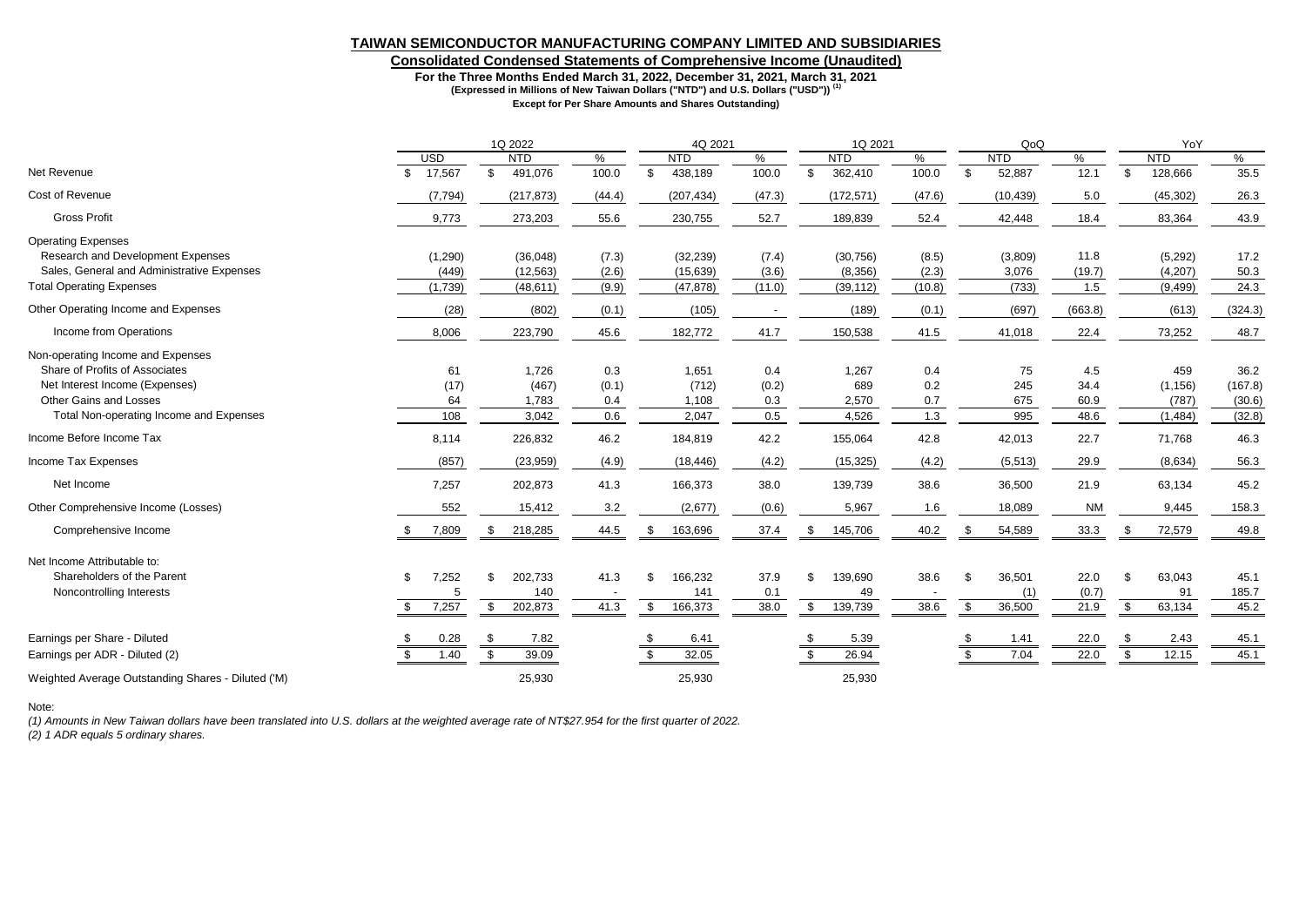**TAIWAN SEMICONDUCTOR MANUFACTURING COMPANY LIMITED AND SUBSIDIARIES**

**Consolidated Condensed Statements of Comprehensive Income (Unaudited)**

**For the Three Months Ended March 31, 2022, December 31, 2021, March 31, 2021**

**(Expressed in Millions of New Taiwan Dollars ("NTD") and U.S. Dollars ("USD")) (1)**

**Except for Per Share Amounts and Shares Outstanding)**

| | 1Q 2022 | | | 4Q 2021 | | 1Q 2021 | | QoQ | | YoY | |
|---|---|---|---|---|---|---|---|---|---|---|---|
| | USD | NTD | % | NTD | % | NTD | % | NTD | % | NTD | % |
| Net Revenue | $ 17,567 | $ 491,076 | 100.0 | $ 438,189 | 100.0 | $ 362,410 | 100.0 | $ 52,887 | 12.1 | $ 128,666 | 35.5 |
| Cost of Revenue | (7,794) | (217,873) | (44.4) | (207,434) | (47.3) | (172,571) | (47.6) | (10,439) | 5.0 | (45,302) | 26.3 |
| Gross Profit | 9,773 | 273,203 | 55.6 | 230,755 | 52.7 | 189,839 | 52.4 | 42,448 | 18.4 | 83,364 | 43.9 |
| Operating Expenses | | | | | | | | | | | |
| Research and Development Expenses | (1,290) | (36,048) | (7.3) | (32,239) | (7.4) | (30,756) | (8.5) | (3,809) | 11.8 | (5,292) | 17.2 |
| Sales, General and Administrative Expenses | (449) | (12,563) | (2.6) | (15,639) | (3.6) | (8,356) | (2.3) | 3,076 | (19.7) | (4,207) | 50.3 |
| Total Operating Expenses | (1,739) | (48,611) | (9.9) | (47,878) | (11.0) | (39,112) | (10.8) | (733) | 1.5 | (9,499) | 24.3 |
| Other Operating Income and Expenses | (28) | (802) | (0.1) | (105) | - | (189) | (0.1) | (697) | (663.8) | (613) | (324.3) |
| Income from Operations | 8,006 | 223,790 | 45.6 | 182,772 | 41.7 | 150,538 | 41.5 | 41,018 | 22.4 | 73,252 | 48.7 |
| Non-operating Income and Expenses | | | | | | | | | | | |
| Share of Profits of Associates | 61 | 1,726 | 0.3 | 1,651 | 0.4 | 1,267 | 0.4 | 75 | 4.5 | 459 | 36.2 |
| Net Interest Income (Expenses) | (17) | (467) | (0.1) | (712) | (0.2) | 689 | 0.2 | 245 | 34.4 | (1,156) | (167.8) |
| Other Gains and Losses | 64 | 1,783 | 0.4 | 1,108 | 0.3 | 2,570 | 0.7 | 675 | 60.9 | (787) | (30.6) |
| Total Non-operating Income and Expenses | 108 | 3,042 | 0.6 | 2,047 | 0.5 | 4,526 | 1.3 | 995 | 48.6 | (1,484) | (32.8) |
| Income Before Income Tax | 8,114 | 226,832 | 46.2 | 184,819 | 42.2 | 155,064 | 42.8 | 42,013 | 22.7 | 71,768 | 46.3 |
| Income Tax Expenses | (857) | (23,959) | (4.9) | (18,446) | (4.2) | (15,325) | (4.2) | (5,513) | 29.9 | (8,634) | 56.3 |
| Net Income | 7,257 | 202,873 | 41.3 | 166,373 | 38.0 | 139,739 | 38.6 | 36,500 | 21.9 | 63,134 | 45.2 |
| Other Comprehensive Income (Losses) | 552 | 15,412 | 3.2 | (2,677) | (0.6) | 5,967 | 1.6 | 18,089 | NM | 9,445 | 158.3 |
| Comprehensive Income | $ 7,809 | $ 218,285 | 44.5 | $ 163,696 | 37.4 | $ 145,706 | 40.2 | $ 54,589 | 33.3 | $ 72,579 | 49.8 |
| Net Income Attributable to: | | | | | | | | | | | |
| Shareholders of the Parent | $ 7,252 | $ 202,733 | 41.3 | $ 166,232 | 37.9 | $ 139,690 | 38.6 | $ 36,501 | 22.0 | $ 63,043 | 45.1 |
| Noncontrolling Interests | 5 | 140 | - | 141 | 0.1 | 49 | - | (1) | (0.7) | 91 | 185.7 |
| | $ 7,257 | $ 202,873 | 41.3 | $ 166,373 | 38.0 | $ 139,739 | 38.6 | $ 36,500 | 21.9 | $ 63,134 | 45.2 |
| Earnings per Share - Diluted | $ 0.28 | $ 7.82 | | $ 6.41 | | $ 5.39 | | $ 1.41 | 22.0 | $ 2.43 | 45.1 |
| Earnings per ADR - Diluted (2) | $ 1.40 | $ 39.09 | | $ 32.05 | | $ 26.94 | | $ 7.04 | 22.0 | $ 12.15 | 45.1 |
| Weighted Average Outstanding Shares - Diluted ('M) | | 25,930 | | 25,930 | | 25,930 | | | | | |

Note:

*(1) Amounts in New Taiwan dollars have been translated into U.S. dollars at the weighted average rate of NT$27.954 for the first quarter of 2022.*

*(2) 1 ADR equals 5 ordinary shares.*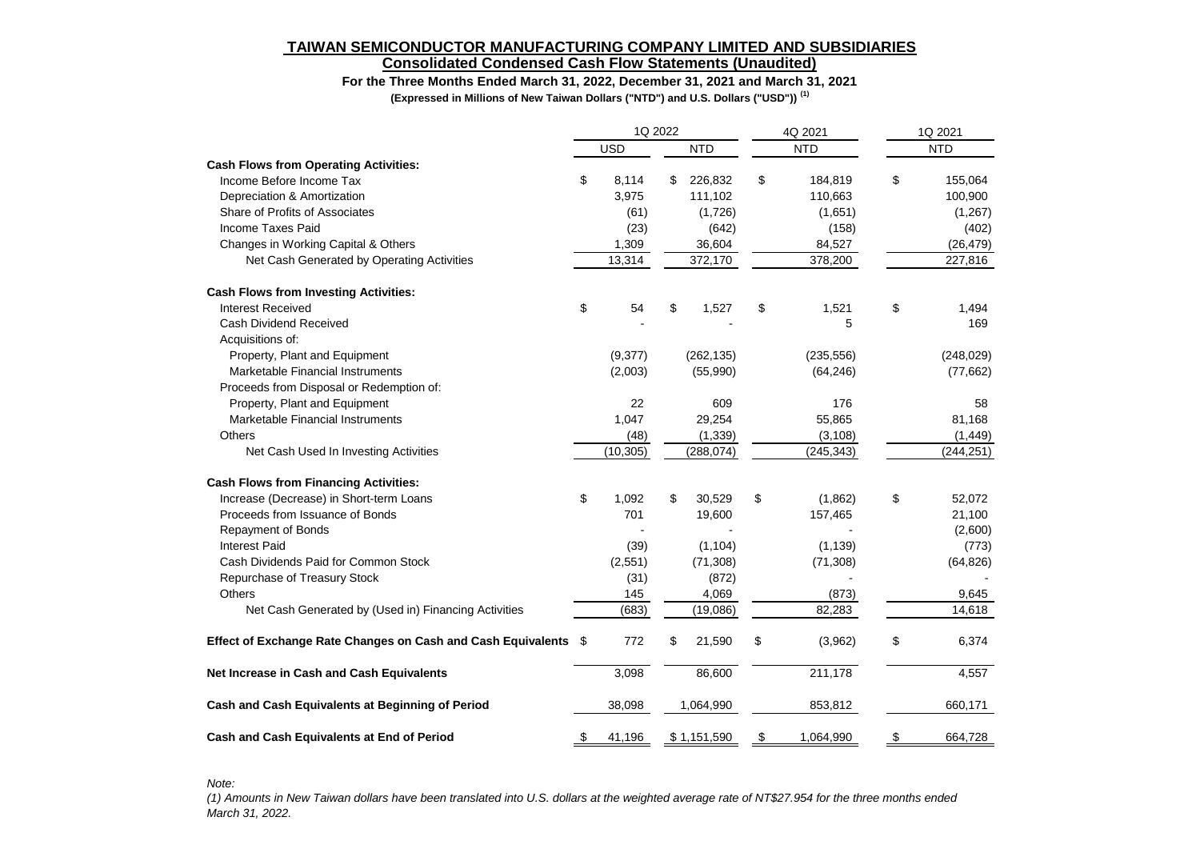# TAIWAN SEMICONDUCTOR MANUFACTURING COMPANY LIMITED AND SUBSIDIARIES

## Consolidated Condensed Cash Flow Statements (Unaudited)

**For the Three Months Ended March 31, 2022, December 31, 2021 and March 31, 2021**

**(Expressed in Millions of New Taiwan Dollars ("NTD") and U.S. Dollars ("USD"))** [(1)]

| | 1Q 2022 | | 4Q 2021 | 1Q 2021 |
|---|---|---|---|---|
| | USD | NTD | NTD | NTD |
| **Cash Flows from Operating Activities:** | | | | |
| Income Before Income Tax | $ 8,114 | $ 226,832 | $ 184,819 | $ 155,064 |
| Depreciation & Amortization | 3,975 | 111,102 | 110,663 | 100,900 |
| Share of Profits of Associates | (61) | (1,726) | (1,651) | (1,267) |
| Income Taxes Paid | (23) | (642) | (158) | (402) |
| Changes in Working Capital & Others | 1,309 | 36,604 | 84,527 | (26,479) |
| Net Cash Generated by Operating Activities | 13,314 | 372,170 | 378,200 | 227,816 |
| **Cash Flows from Investing Activities:** | | | | |
| Interest Received | $ 54 | $ 1,527 | $ 1,521 | $ 1,494 |
| Cash Dividend Received | - | - | 5 | 169 |
| Acquisitions of: | | | | |
| Property, Plant and Equipment | (9,377) | (262,135) | (235,556) | (248,029) |
| Marketable Financial Instruments | (2,003) | (55,990) | (64,246) | (77,662) |
| Proceeds from Disposal or Redemption of: | | | | |
| Property, Plant and Equipment | 22 | 609 | 176 | 58 |
| Marketable Financial Instruments | 1,047 | 29,254 | 55,865 | 81,168 |
| Others | (48) | (1,339) | (3,108) | (1,449) |
| Net Cash Used In Investing Activities | (10,305) | (288,074) | (245,343) | (244,251) |
| **Cash Flows from Financing Activities:** | | | | |
| Increase (Decrease) in Short-term Loans | $ 1,092 | $ 30,529 | $ (1,862) | $ 52,072 |
| Proceeds from Issuance of Bonds | 701 | 19,600 | 157,465 | 21,100 |
| Repayment of Bonds | - | - | - | (2,600) |
| Interest Paid | (39) | (1,104) | (1,139) | (773) |
| Cash Dividends Paid for Common Stock | (2,551) | (71,308) | (71,308) | (64,826) |
| Repurchase of Treasury Stock | (31) | (872) | - | - |
| Others | 145 | 4,069 | (873) | 9,645 |
| Net Cash Generated by (Used in) Financing Activities | (683) | (19,086) | 82,283 | 14,618 |
| **Effect of Exchange Rate Changes on Cash and Cash Equivalents** | $ 772 | $ 21,590 | $ (3,962) | $ 6,374 |
| **Net Increase in Cash and Cash Equivalents** | 3,098 | 86,600 | 211,178 | 4,557 |
| **Cash and Cash Equivalents at Beginning of Period** | 38,098 | 1,064,990 | 853,812 | 660,171 |
| **Cash and Cash Equivalents at End of Period** | $ 41,196 | $ 1,151,590 | $ 1,064,990 | $ 664,728 |

*Note:*

*(1) Amounts in New Taiwan dollars have been translated into U.S. dollars at the weighted average rate of NT$27.954 for the three months ended March 31, 2022.*